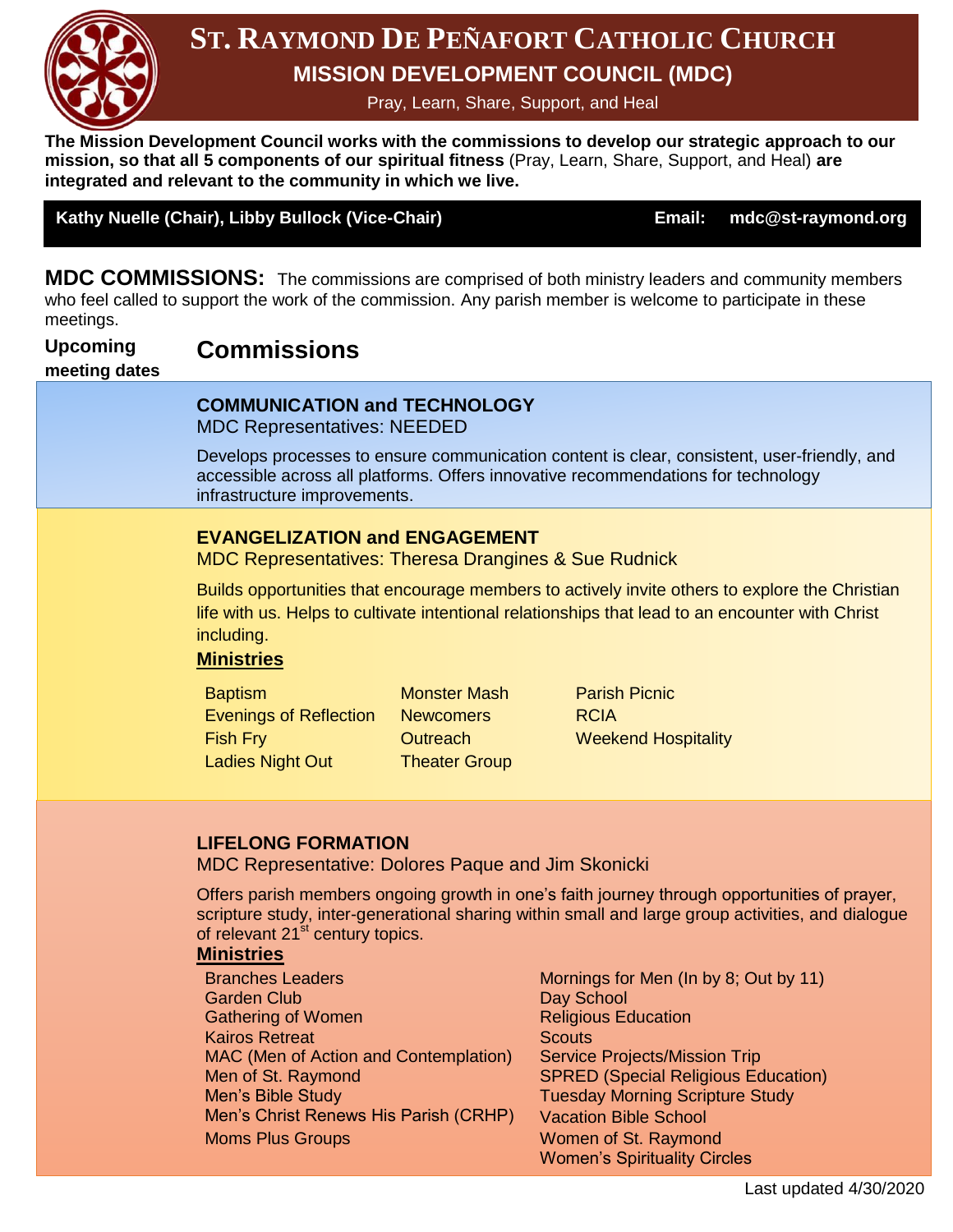# ST. RAYMOND DE PEÑAFORT CATHOLIC CHURCH

## MISSION DEVELOPMENT COUNCIL (MDC)

Pray, Learn, Share, Support, and Heal

**The Mission Development Council works with the commissions to develop our strategic approach to our mission, so that all 5 components of our spiritual fitness** (Pray, Learn, Share, Support, and Heal) **are integrated and relevant to the community in which we live.**

**Kathy Nuelle (Chair), Libby Bullock (Vice-Chair)** **Email: mdc@st-raymond.org**

**MDC COMMISSIONS:** The commissions are comprised of both ministry leaders and community members who feel called to support the work of the commission. Any parish member is welcome to participate in these meetings.

**Upcoming meeting dates**

## Commissions

### COMMUNICATION and TECHNOLOGY

MDC Representatives: NEEDED

Develops processes to ensure communication content is clear, consistent, user-friendly, and accessible across all platforms. Offers innovative recommendations for technology infrastructure improvements.

### EVANGELIZATION and ENGAGEMENT

MDC Representatives: Theresa Drangines & Sue Rudnick

Builds opportunities that encourage members to actively invite others to explore the Christian life with us. Helps to cultivate intentional relationships that lead to an encounter with Christ including.

**Ministries**

- Baptism
- Evenings of Reflection
- Fish Fry
- Ladies Night Out
- Monster Mash
- Newcomers
- Outreach
- Theater Group
- Parish Picnic
- RCIA
- Weekend Hospitality

### LIFELONG FORMATION

MDC Representative: Dolores Paque and Jim Skonicki

Offers parish members ongoing growth in one's faith journey through opportunities of prayer, scripture study, inter-generational sharing within small and large group activities, and dialogue of relevant 21st century topics.

**Ministries**

- Branches Leaders
- Garden Club
- Gathering of Women
- Kairos Retreat
- MAC (Men of Action and Contemplation)
- Men of St. Raymond
- Men's Bible Study
- Men's Christ Renews His Parish (CRHP)
- Moms Plus Groups
- Mornings for Men (In by 8; Out by 11)
- Day School
- Religious Education
- Scouts
- Service Projects/Mission Trip
- SPRED (Special Religious Education)
- Tuesday Morning Scripture Study
- Vacation Bible School
- Women of St. Raymond
- Women's Spirituality Circles

Last updated 4/30/2020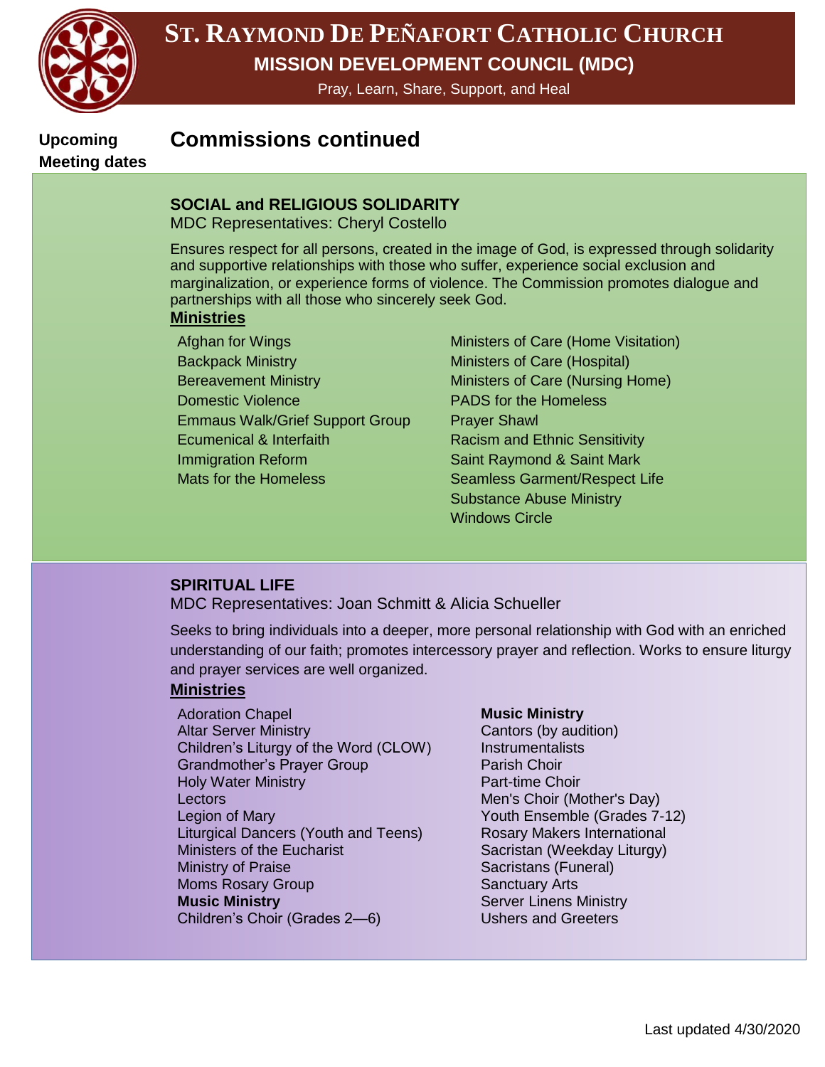# ST. RAYMOND DE PEÑAFORT CATHOLIC CHURCH

## MISSION DEVELOPMENT COUNCIL (MDC)

Pray, Learn, Share, Support, and Heal

**Upcoming Meeting dates**

## Commissions continued

### SOCIAL and RELIGIOUS SOLIDARITY

MDC Representatives: Cheryl Costello

Ensures respect for all persons, created in the image of God, is expressed through solidarity and supportive relationships with those who suffer, experience social exclusion and marginalization, or experience forms of violence. The Commission promotes dialogue and partnerships with all those who sincerely seek God.

**Ministries**

- Afghan for Wings
- Backpack Ministry
- Bereavement Ministry
- Domestic Violence
- Emmaus Walk/Grief Support Group
- Ecumenical & Interfaith
- Immigration Reform
- Mats for the Homeless
- Ministers of Care (Home Visitation)
- Ministers of Care (Hospital)
- Ministers of Care (Nursing Home)
- PADS for the Homeless
- Prayer Shawl
- Racism and Ethnic Sensitivity
- Saint Raymond & Saint Mark
- Seamless Garment/Respect Life
- Substance Abuse Ministry
- Windows Circle

### SPIRITUAL LIFE

MDC Representatives: Joan Schmitt & Alicia Schueller

Seeks to bring individuals into a deeper, more personal relationship with God with an enriched understanding of our faith; promotes intercessory prayer and reflection. Works to ensure liturgy and prayer services are well organized.

**Ministries**

- Adoration Chapel
- Altar Server Ministry
- Children's Liturgy of the Word (CLOW)
- Grandmother's Prayer Group
- Holy Water Ministry
- Lectors
- Legion of Mary
- Liturgical Dancers (Youth and Teens)
- Ministers of the Eucharist
- Ministry of Praise
- Moms Rosary Group
- **Music Ministry**
- Children's Choir (Grades 2—6)
- **Music Ministry**
- Cantors (by audition)
- Instrumentalists
- Parish Choir
- Part-time Choir
- Men's Choir (Mother's Day)
- Youth Ensemble (Grades 7-12)
- Rosary Makers International
- Sacristan (Weekday Liturgy)
- Sacristans (Funeral)
- Sanctuary Arts
- Server Linens Ministry
- Ushers and Greeters

Last updated 4/30/2020